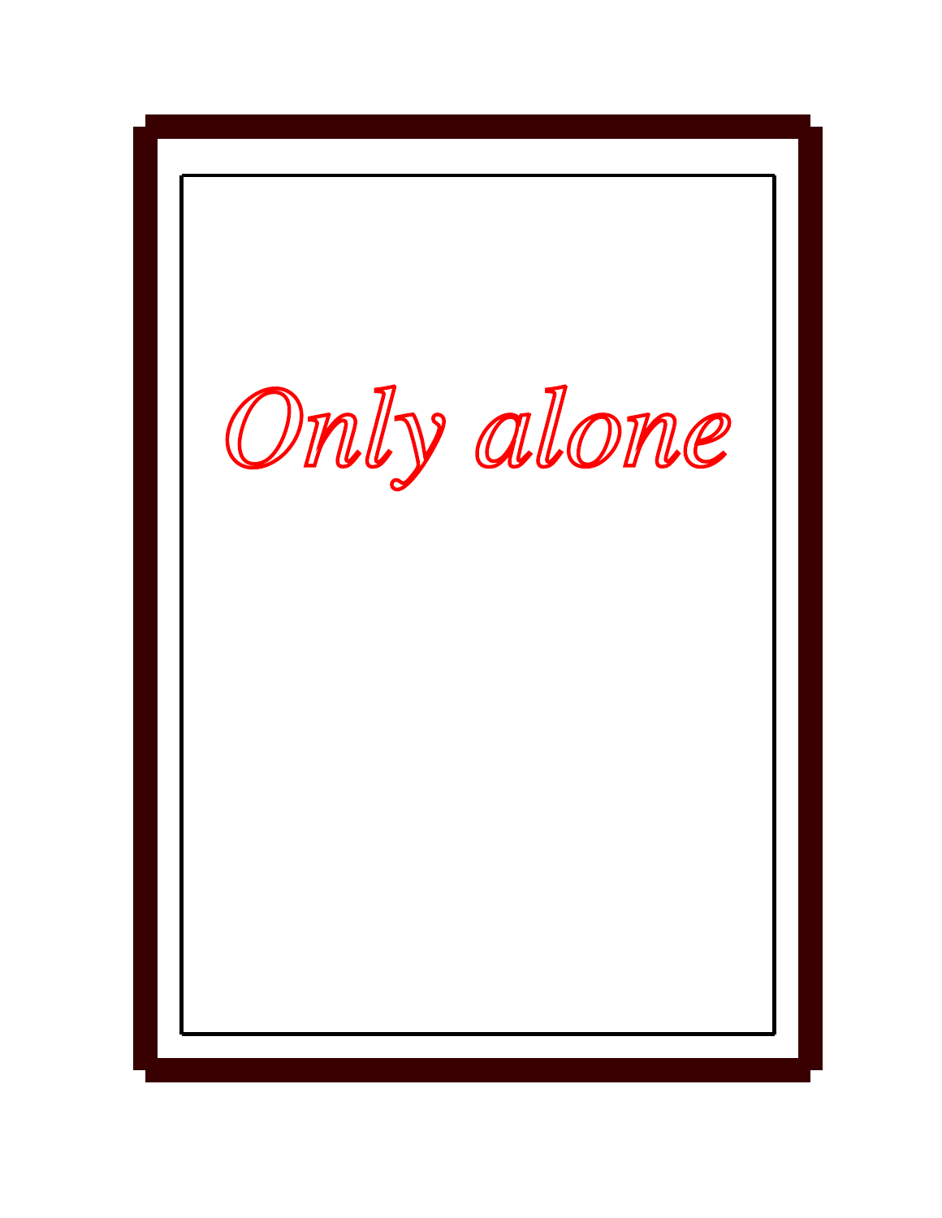# *Only alone*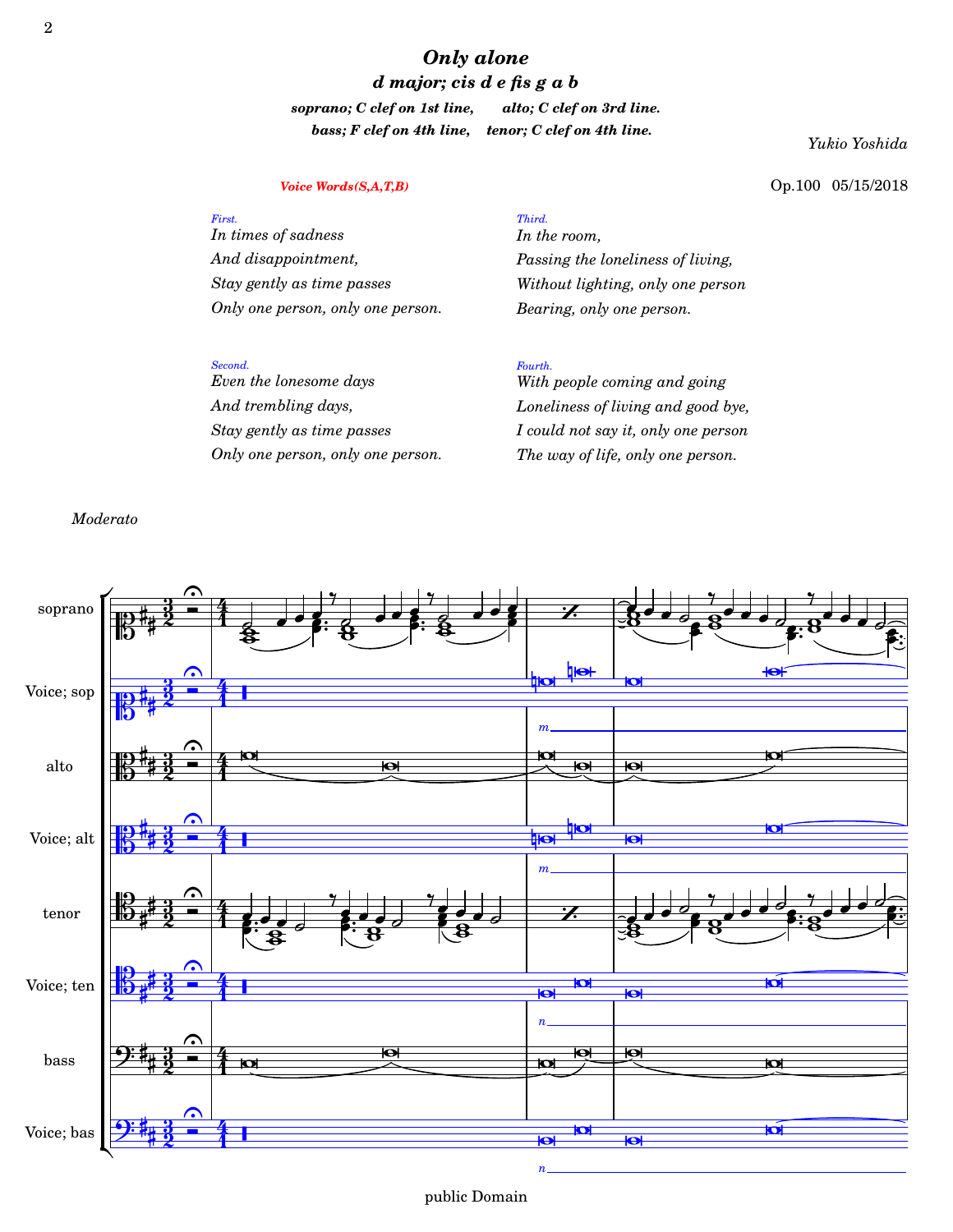# *Only alone*

### *d major; cis d e fis g a b*

*soprano; C clef on 1st line, alto; C clef on 3rd line.*
*bass; F clef on 4th line, tenor; C clef on 4th line.*

*Yukio Yoshida*

Op.100 05/15/2018

*Voice Words(S,A,T,B)*

*First.*
*In times of sadness*
*And disappointment,*
*Stay gently as time passes*
*Only one person, only one person.*

*Second.*
*Even the lonesome days*
*And trembling days,*
*Stay gently as time passes*
*Only one person, only one person.*

*Third.*
*In the room,*
*Passing the loneliness of living,*
*Without lighting, only one person*
*Bearing, only one person.*

*Fourth.*
*With people coming and going*
*Loneliness of living and good bye,*
*I could not say it, only one person*
*The way of life, only one person.*

*Moderato*

public Domain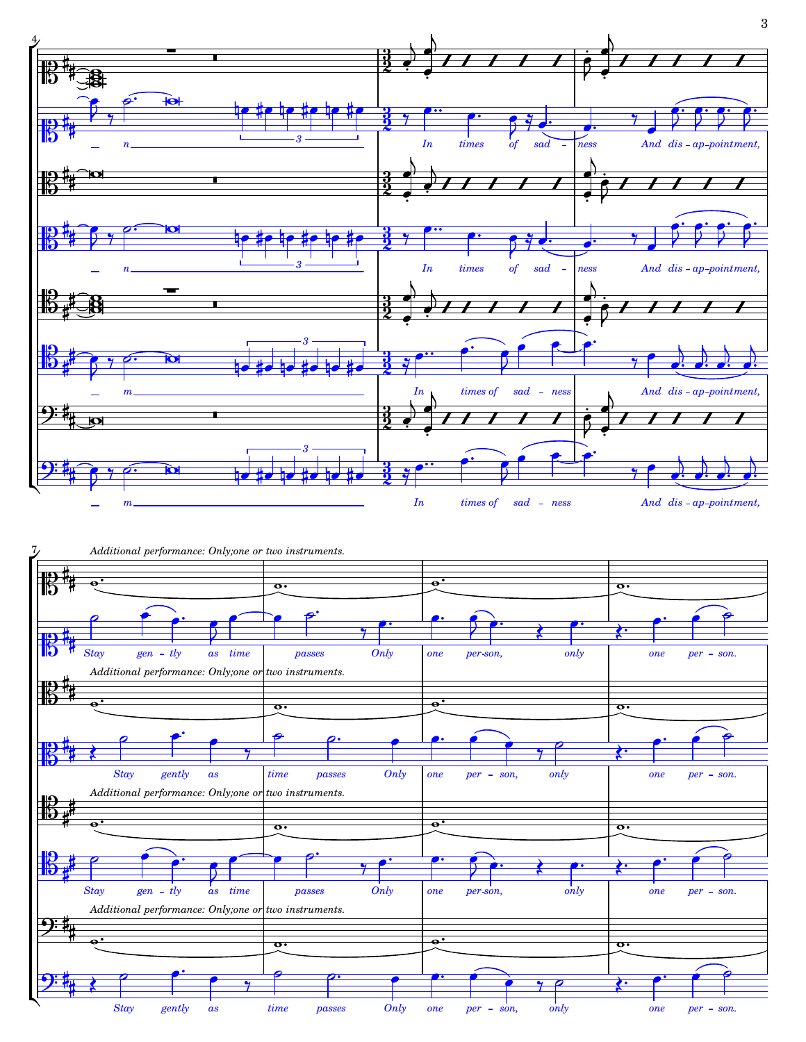Additional performance: Only;one or two instruments.

*Stay gen - tly as time passes Only one per-son, only one per - son.*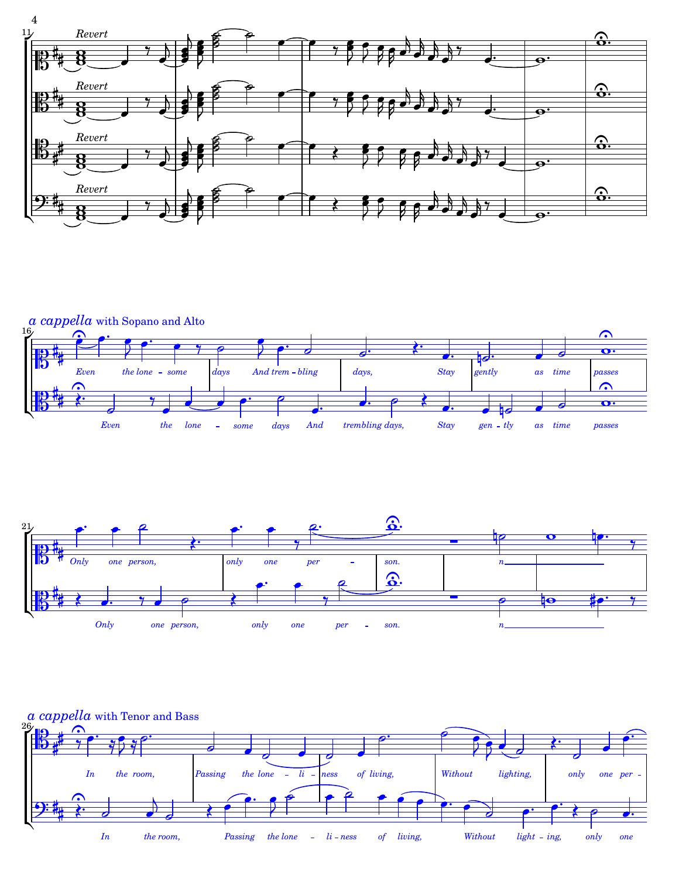*Revert*

*a cappella* with Sopano and Alto

Even the lone - some days And trem - bling days, Stay gently as time passes

Even the lone - some days And trembling days, Stay gen - tly as time passes

Only one person, only one per - son. n

Only one person, only one per - son. n

*a cappella* with Tenor and Bass

In the room, Passing the lone - li - ness of living, Without lighting, only one per -

In the room, Passing the lone - li - ness of living, Without light - ing, only one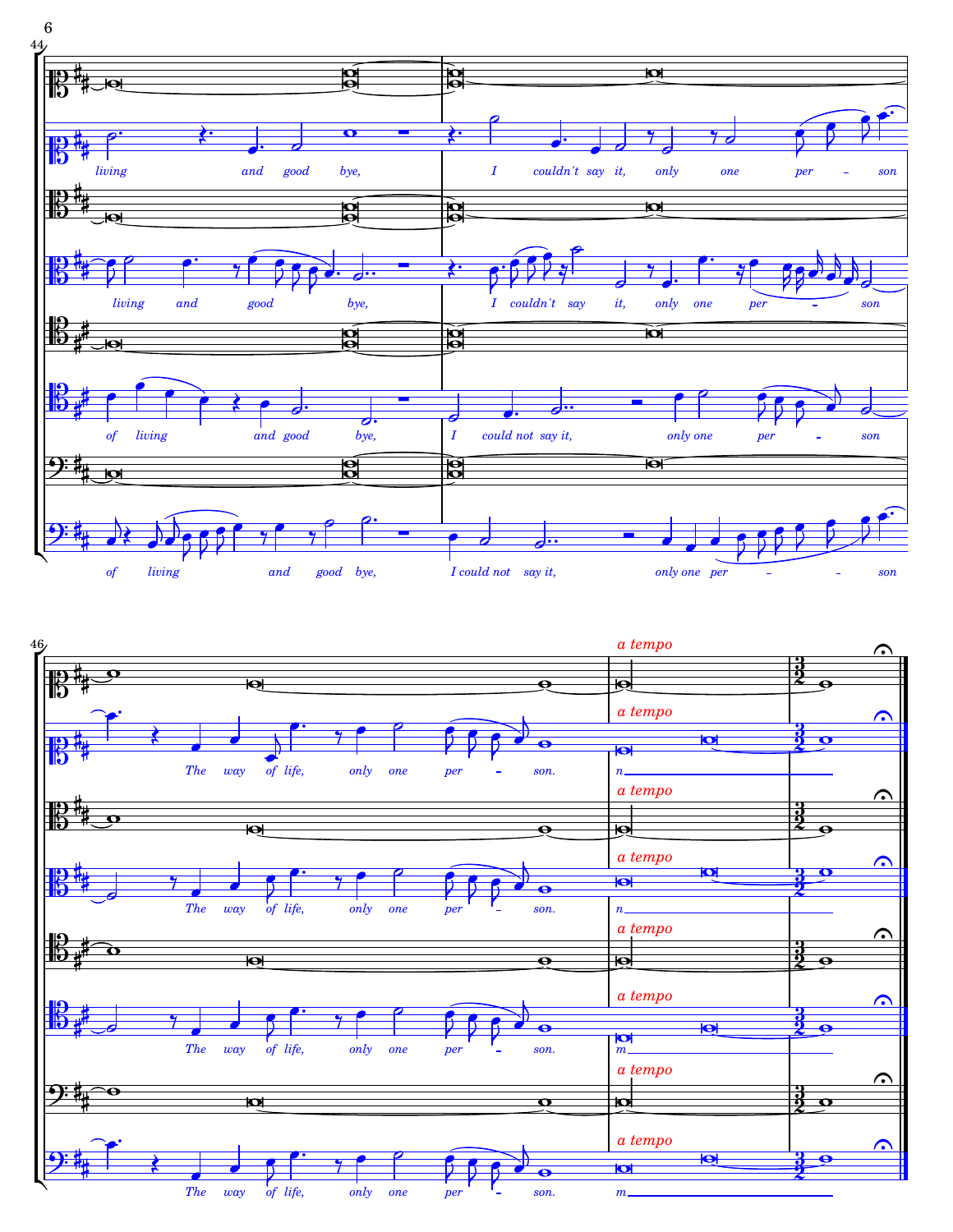living and good bye, I couldn't say it, only one per – son

living and good bye, I couldn't say it, only one per – son

of living and good bye, I could not say it, only one per – son

of living and good bye, I could not say it, only one per – – son

*a tempo*

The way of life, only one per – son. n

The way of life, only one per – son. n

The way of life, only one per – son. m

The way of life, only one per – son. m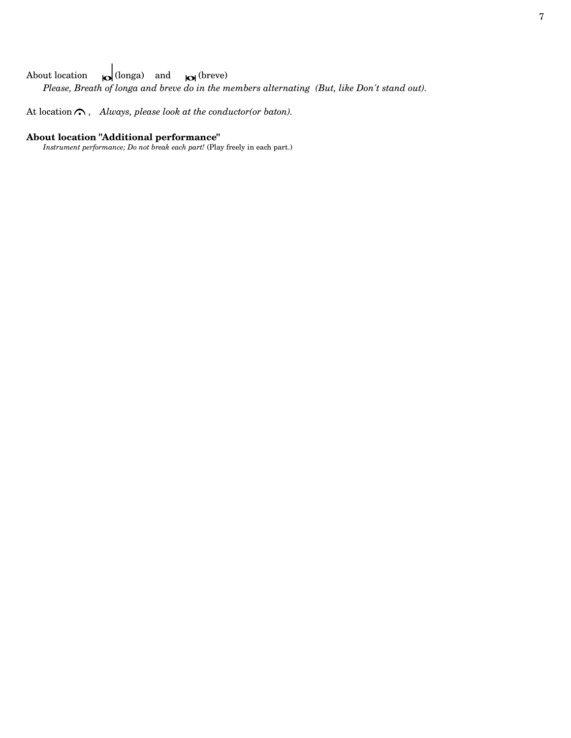About location (longa) and (breve)

*Please, Breath of longa and breve do in the members alternating (But, like Don't stand out).*

At location 𝄐 , *Always, please look at the conductor(or baton).*

**About location "Additional performance"**

*Instrument performance; Do not break each part!* (Play freely in each part.)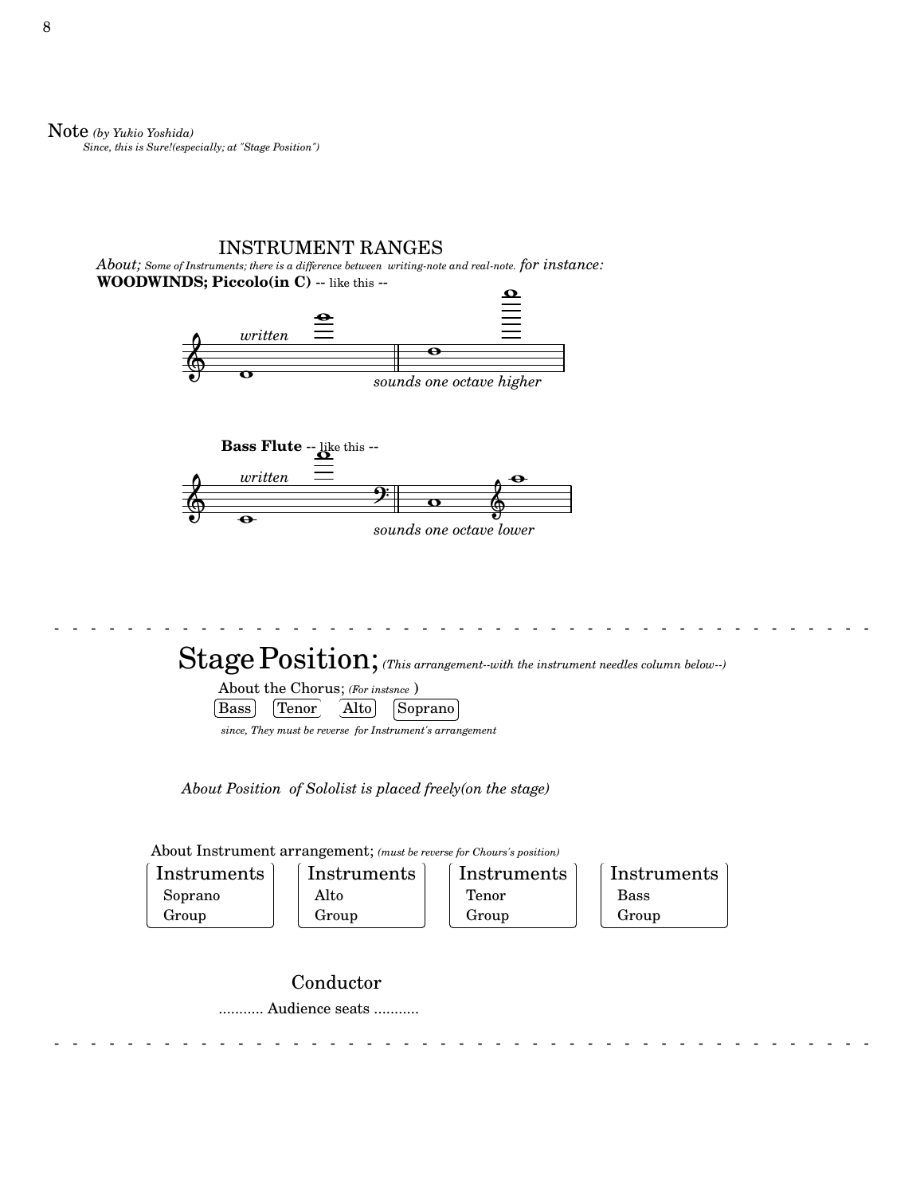Note *(by Yukio Yoshida)*

*Since, this is Sure!(especially; at "Stage Position")*

## INSTRUMENT RANGES

*About; Some of Instruments; there is a difference between writing-note and real-note. for instance:*

**WOODWINDS; Piccolo(in C)** -- like this --

*written*

*sounds one octave higher*

**Bass Flute** -- like this --

*written*

*sounds one octave lower*

- - - - - - - - - - - - - - - - - - - - - - - - - - - - - - - - - - - - - - - - - - - - - -

# Stage Position; *(This arrangement--with the instrument needles column below--)*

About the Chorus; *(For instsnce )*

| Bass | Tenor | Alto | Soprano |
|---|---|---|---|

*since, They must be reverse for Instrument's arrangement*

*About Position of Sololist is placed freely(on the stage)*

About Instrument arrangement; *(must be reverse for Chours's position)*

| Instruments Soprano Group | Instruments Alto Group | Instruments Tenor Group | Instruments Bass Group |
|---|---|---|---|

Conductor

........... Audience seats ...........

- - - - - - - - - - - - - - - - - - - - - - - - - - - - - - - - - - - - - - - - - - - - - -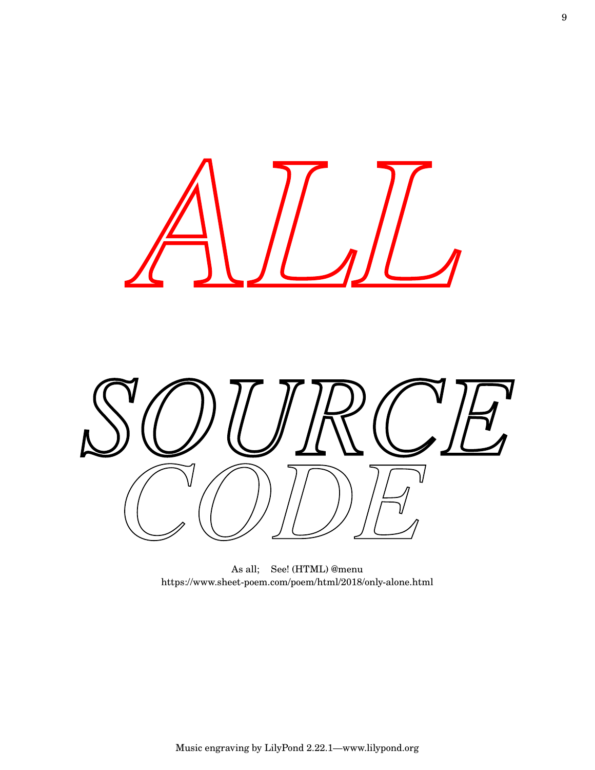# *ALL*

# *SOURCE*
# *CODE*

As all; See! (HTML) @menu
https://www.sheet-poem.com/poem/html/2018/only-alone.html

Music engraving by LilyPond 2.22.1—www.lilypond.org